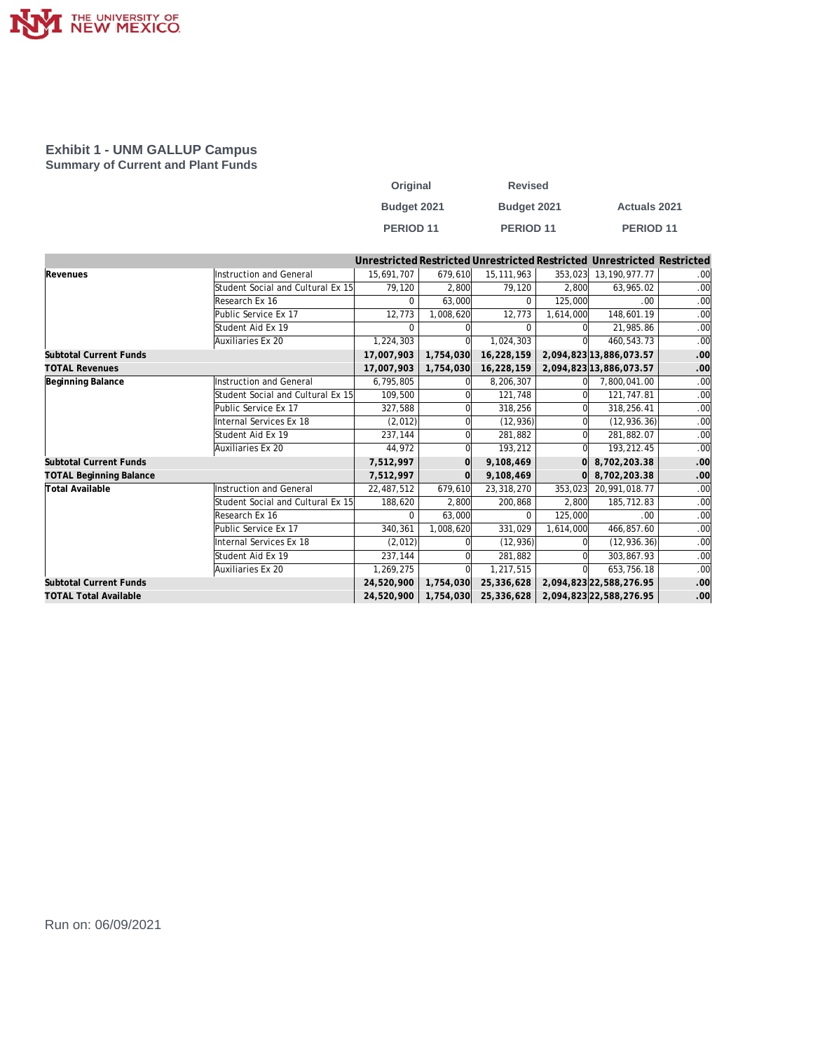## Exhibit 1 - UNM GALLUP Campus
### Summary of Current and Plant Funds

| | | Original Budget 2021 PERIOD 11 | | Revised Budget 2021 PERIOD 11 | | Actuals 2021 PERIOD 11 | |
|---|---|---|---|---|---|---|---|
| | | Unrestricted | Restricted | Unrestricted | Restricted | Unrestricted | Restricted |
| **Revenues** | Instruction and General | 15,691,707 | 679,610 | 15,111,963 | 353,023 | 13,190,977.77 | .00 |
| | Student Social and Cultural Ex 15 | 79,120 | 2,800 | 79,120 | 2,800 | 63,965.02 | .00 |
| | Research Ex 16 | 0 | 63,000 | 0 | 125,000 | .00 | .00 |
| | Public Service Ex 17 | 12,773 | 1,008,620 | 12,773 | 1,614,000 | 148,601.19 | .00 |
| | Student Aid Ex 19 | 0 | 0 | 0 | 0 | 21,985.86 | .00 |
| | Auxiliaries Ex 20 | 1,224,303 | 0 | 1,024,303 | 0 | 460,543.73 | .00 |
| **Subtotal Current Funds** | | **17,007,903** | **1,754,030** | **16,228,159** | **2,094,823** | **13,886,073.57** | **.00** |
| **TOTAL Revenues** | | **17,007,903** | **1,754,030** | **16,228,159** | **2,094,823** | **13,886,073.57** | **.00** |
| **Beginning Balance** | Instruction and General | 6,795,805 | 0 | 8,206,307 | 0 | 7,800,041.00 | .00 |
| | Student Social and Cultural Ex 15 | 109,500 | 0 | 121,748 | 0 | 121,747.81 | .00 |
| | Public Service Ex 17 | 327,588 | 0 | 318,256 | 0 | 318,256.41 | .00 |
| | Internal Services Ex 18 | (2,012) | 0 | (12,936) | 0 | (12,936.36) | .00 |
| | Student Aid Ex 19 | 237,144 | 0 | 281,882 | 0 | 281,882.07 | .00 |
| | Auxiliaries Ex 20 | 44,972 | 0 | 193,212 | 0 | 193,212.45 | .00 |
| **Subtotal Current Funds** | | **7,512,997** | **0** | **9,108,469** | **0** | **8,702,203.38** | **.00** |
| **TOTAL Beginning Balance** | | **7,512,997** | **0** | **9,108,469** | **0** | **8,702,203.38** | **.00** |
| **Total Available** | Instruction and General | 22,487,512 | 679,610 | 23,318,270 | 353,023 | 20,991,018.77 | .00 |
| | Student Social and Cultural Ex 15 | 188,620 | 2,800 | 200,868 | 2,800 | 185,712.83 | .00 |
| | Research Ex 16 | 0 | 63,000 | 0 | 125,000 | .00 | .00 |
| | Public Service Ex 17 | 340,361 | 1,008,620 | 331,029 | 1,614,000 | 466,857.60 | .00 |
| | Internal Services Ex 18 | (2,012) | 0 | (12,936) | 0 | (12,936.36) | .00 |
| | Student Aid Ex 19 | 237,144 | 0 | 281,882 | 0 | 303,867.93 | .00 |
| | Auxiliaries Ex 20 | 1,269,275 | 0 | 1,217,515 | 0 | 653,756.18 | .00 |
| **Subtotal Current Funds** | | **24,520,900** | **1,754,030** | **25,336,628** | **2,094,823** | **22,588,276.95** | **.00** |
| **TOTAL Total Available** | | **24,520,900** | **1,754,030** | **25,336,628** | **2,094,823** | **22,588,276.95** | **.00** |

Run on: 06/09/2021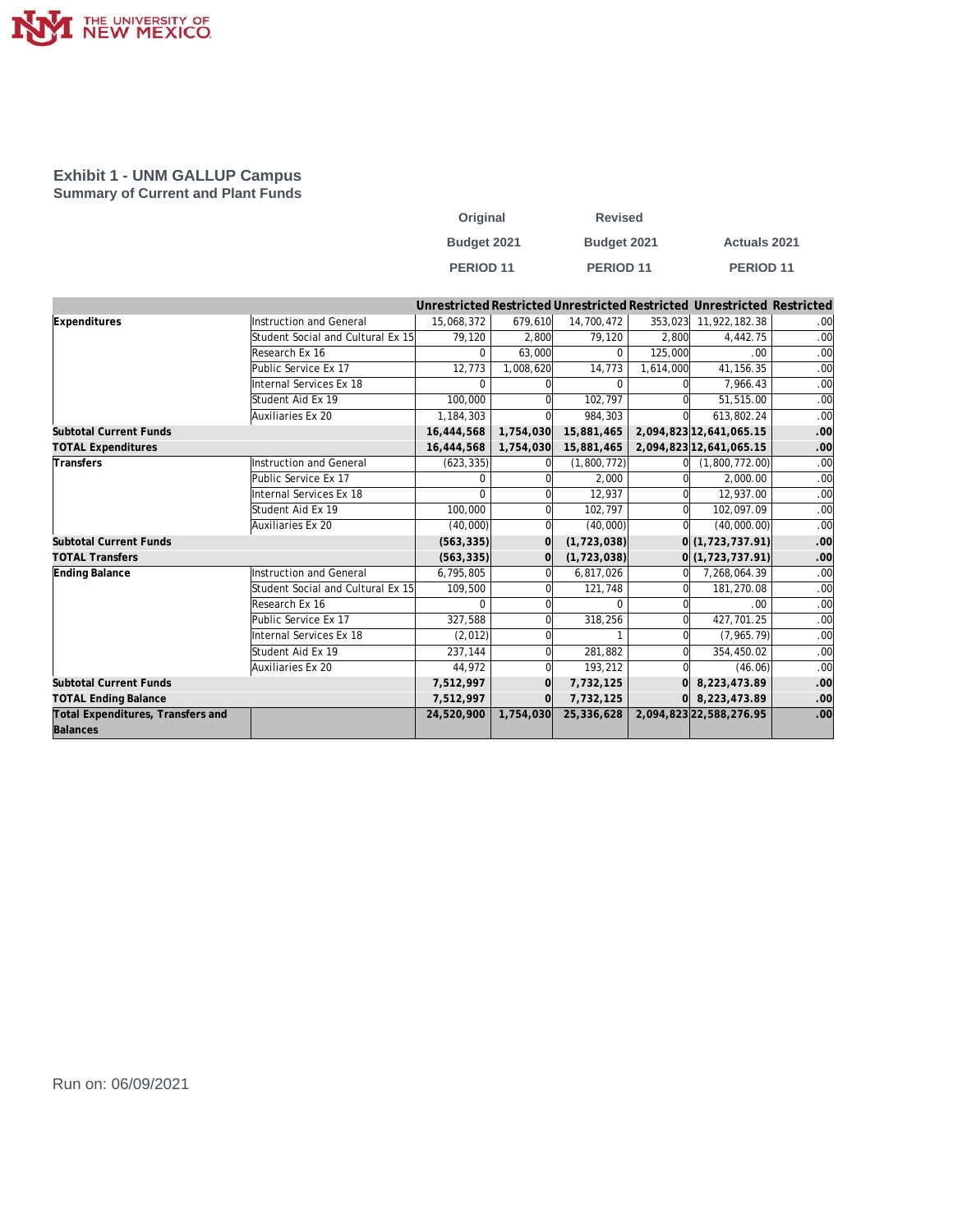THE UNIVERSITY OF NEW MEXICO

## Exhibit 1 - UNM GALLUP Campus
### Summary of Current and Plant Funds

| | | Original Budget 2021 PERIOD 11 | | Revised Budget 2021 PERIOD 11 | | Actuals 2021 PERIOD 11 | |
|---|---|---|---|---|---|---|---|
| | | Unrestricted | Restricted | Unrestricted | Restricted | Unrestricted | Restricted |
| **Expenditures** | Instruction and General | 15,068,372 | 679,610 | 14,700,472 | 353,023 | 11,922,182.38 | .00 |
| | Student Social and Cultural Ex 15 | 79,120 | 2,800 | 79,120 | 2,800 | 4,442.75 | .00 |
| | Research Ex 16 | 0 | 63,000 | 0 | 125,000 | .00 | .00 |
| | Public Service Ex 17 | 12,773 | 1,008,620 | 14,773 | 1,614,000 | 41,156.35 | .00 |
| | Internal Services Ex 18 | 0 | 0 | 0 | 0 | 7,966.43 | .00 |
| | Student Aid Ex 19 | 100,000 | 0 | 102,797 | 0 | 51,515.00 | .00 |
| | Auxiliaries Ex 20 | 1,184,303 | 0 | 984,303 | 0 | 613,802.24 | .00 |
| **Subtotal Current Funds** | | **16,444,568** | **1,754,030** | **15,881,465** | **2,094,823** | **12,641,065.15** | **.00** |
| **TOTAL Expenditures** | | **16,444,568** | **1,754,030** | **15,881,465** | **2,094,823** | **12,641,065.15** | **.00** |
| **Transfers** | Instruction and General | (623,335) | 0 | (1,800,772) | 0 | (1,800,772.00) | .00 |
| | Public Service Ex 17 | 0 | 0 | 2,000 | 0 | 2,000.00 | .00 |
| | Internal Services Ex 18 | 0 | 0 | 12,937 | 0 | 12,937.00 | .00 |
| | Student Aid Ex 19 | 100,000 | 0 | 102,797 | 0 | 102,097.09 | .00 |
| | Auxiliaries Ex 20 | (40,000) | 0 | (40,000) | 0 | (40,000.00) | .00 |
| **Subtotal Current Funds** | | **(563,335)** | **0** | **(1,723,038)** | **0** | **(1,723,737.91)** | **.00** |
| **TOTAL Transfers** | | **(563,335)** | **0** | **(1,723,038)** | **0** | **(1,723,737.91)** | **.00** |
| **Ending Balance** | Instruction and General | 6,795,805 | 0 | 6,817,026 | 0 | 7,268,064.39 | .00 |
| | Student Social and Cultural Ex 15 | 109,500 | 0 | 121,748 | 0 | 181,270.08 | .00 |
| | Research Ex 16 | 0 | 0 | 0 | 0 | .00 | .00 |
| | Public Service Ex 17 | 327,588 | 0 | 318,256 | 0 | 427,701.25 | .00 |
| | Internal Services Ex 18 | (2,012) | 0 | 1 | 0 | (7,965.79) | .00 |
| | Student Aid Ex 19 | 237,144 | 0 | 281,882 | 0 | 354,450.02 | .00 |
| | Auxiliaries Ex 20 | 44,972 | 0 | 193,212 | 0 | (46.06) | .00 |
| **Subtotal Current Funds** | | **7,512,997** | **0** | **7,732,125** | **0** | **8,223,473.89** | **.00** |
| **TOTAL Ending Balance** | | **7,512,997** | **0** | **7,732,125** | **0** | **8,223,473.89** | **.00** |
| **Total Expenditures, Transfers and Balances** | | **24,520,900** | **1,754,030** | **25,336,628** | **2,094,823** | **22,588,276.95** | **.00** |

Run on: 06/09/2021